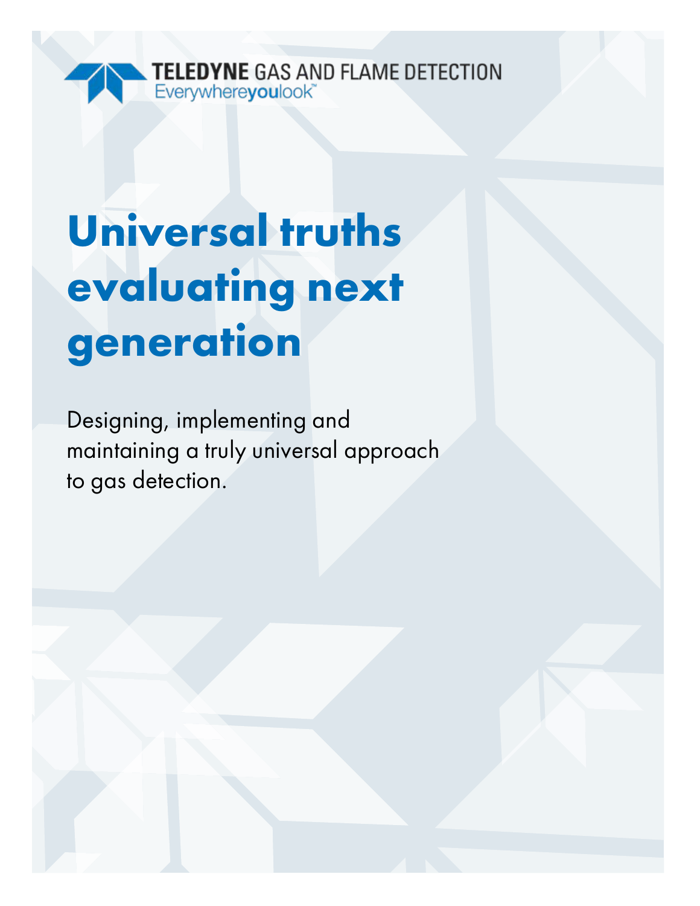TELEDYNE GAS AND FLAME DETECTION
Everywhereyoulook™

# Universal truths evaluating next generation

Designing, implementing and maintaining a truly universal approach to gas detection.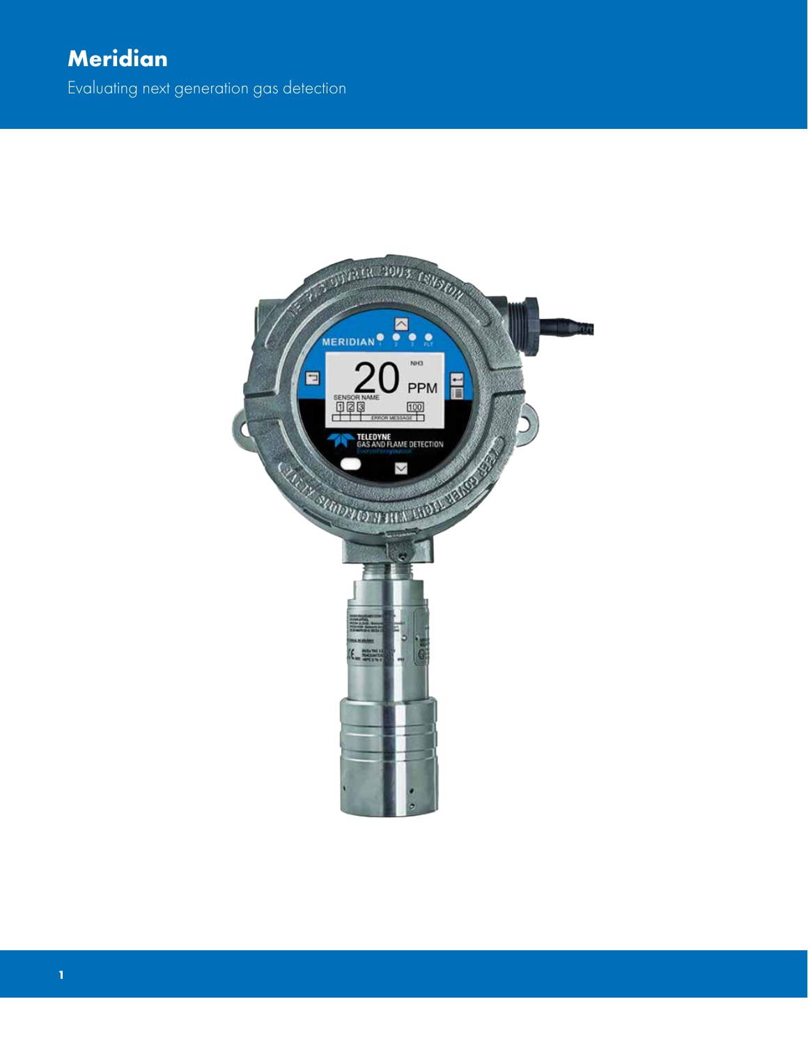# Meridian

Evaluating next generation gas detection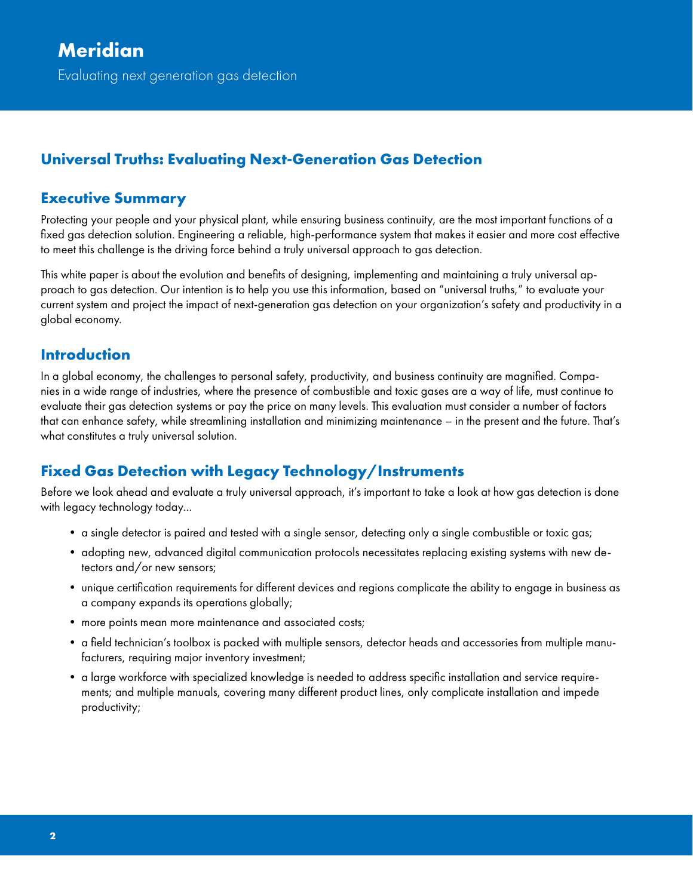## Universal Truths: Evaluating Next-Generation Gas Detection

### Executive Summary

Protecting your people and your physical plant, while ensuring business continuity, are the most important functions of a fixed gas detection solution. Engineering a reliable, high-performance system that makes it easier and more cost effective to meet this challenge is the driving force behind a truly universal approach to gas detection.

This white paper is about the evolution and benefits of designing, implementing and maintaining a truly universal approach to gas detection. Our intention is to help you use this information, based on "universal truths," to evaluate your current system and project the impact of next-generation gas detection on your organization's safety and productivity in a global economy.

### Introduction

In a global economy, the challenges to personal safety, productivity, and business continuity are magnified. Companies in a wide range of industries, where the presence of combustible and toxic gases are a way of life, must continue to evaluate their gas detection systems or pay the price on many levels. This evaluation must consider a number of factors that can enhance safety, while streamlining installation and minimizing maintenance – in the present and the future. That's what constitutes a truly universal solution.

### Fixed Gas Detection with Legacy Technology/Instruments

Before we look ahead and evaluate a truly universal approach, it's important to take a look at how gas detection is done with legacy technology today...

- a single detector is paired and tested with a single sensor, detecting only a single combustible or toxic gas;
- adopting new, advanced digital communication protocols necessitates replacing existing systems with new detectors and/or new sensors;
- unique certification requirements for different devices and regions complicate the ability to engage in business as a company expands its operations globally;
- more points mean more maintenance and associated costs;
- a field technician's toolbox is packed with multiple sensors, detector heads and accessories from multiple manufacturers, requiring major inventory investment;
- a large workforce with specialized knowledge is needed to address specific installation and service requirements; and multiple manuals, covering many different product lines, only complicate installation and impede productivity;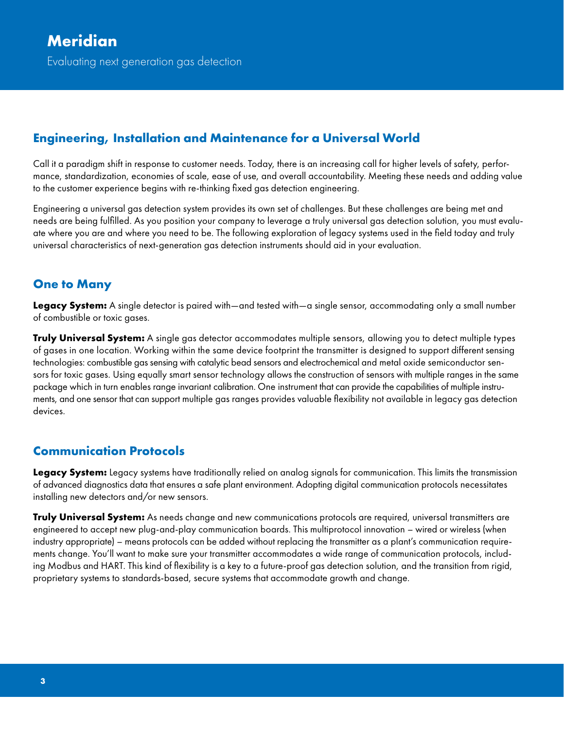# Meridian

Evaluating next generation gas detection

## Engineering, Installation and Maintenance for a Universal World

Call it a paradigm shift in response to customer needs. Today, there is an increasing call for higher levels of safety, performance, standardization, economies of scale, ease of use, and overall accountability. Meeting these needs and adding value to the customer experience begins with re-thinking fixed gas detection engineering.

Engineering a universal gas detection system provides its own set of challenges. But these challenges are being met and needs are being fulfilled. As you position your company to leverage a truly universal gas detection solution, you must evaluate where you are and where you need to be. The following exploration of legacy systems used in the field today and truly universal characteristics of next-generation gas detection instruments should aid in your evaluation.

## One to Many

**Legacy System:** A single detector is paired with—and tested with—a single sensor, accommodating only a small number of combustible or toxic gases.

**Truly Universal System:** A single gas detector accommodates multiple sensors, allowing you to detect multiple types of gases in one location. Working within the same device footprint the transmitter is designed to support different sensing technologies: combustible gas sensing with catalytic bead sensors and electrochemical and metal oxide semiconductor sensors for toxic gases. Using equally smart sensor technology allows the construction of sensors with multiple ranges in the same package which in turn enables range invariant calibration. One instrument that can provide the capabilities of multiple instruments, and one sensor that can support multiple gas ranges provides valuable flexibility not available in legacy gas detection devices.

## Communication Protocols

**Legacy System:** Legacy systems have traditionally relied on analog signals for communication. This limits the transmission of advanced diagnostics data that ensures a safe plant environment. Adopting digital communication protocols necessitates installing new detectors and/or new sensors.

**Truly Universal System:** As needs change and new communications protocols are required, universal transmitters are engineered to accept new plug-and-play communication boards. This multiprotocol innovation – wired or wireless (when industry appropriate) – means protocols can be added without replacing the transmitter as a plant's communication requirements change. You'll want to make sure your transmitter accommodates a wide range of communication protocols, including Modbus and HART. This kind of flexibility is a key to a future-proof gas detection solution, and the transition from rigid, proprietary systems to standards-based, secure systems that accommodate growth and change.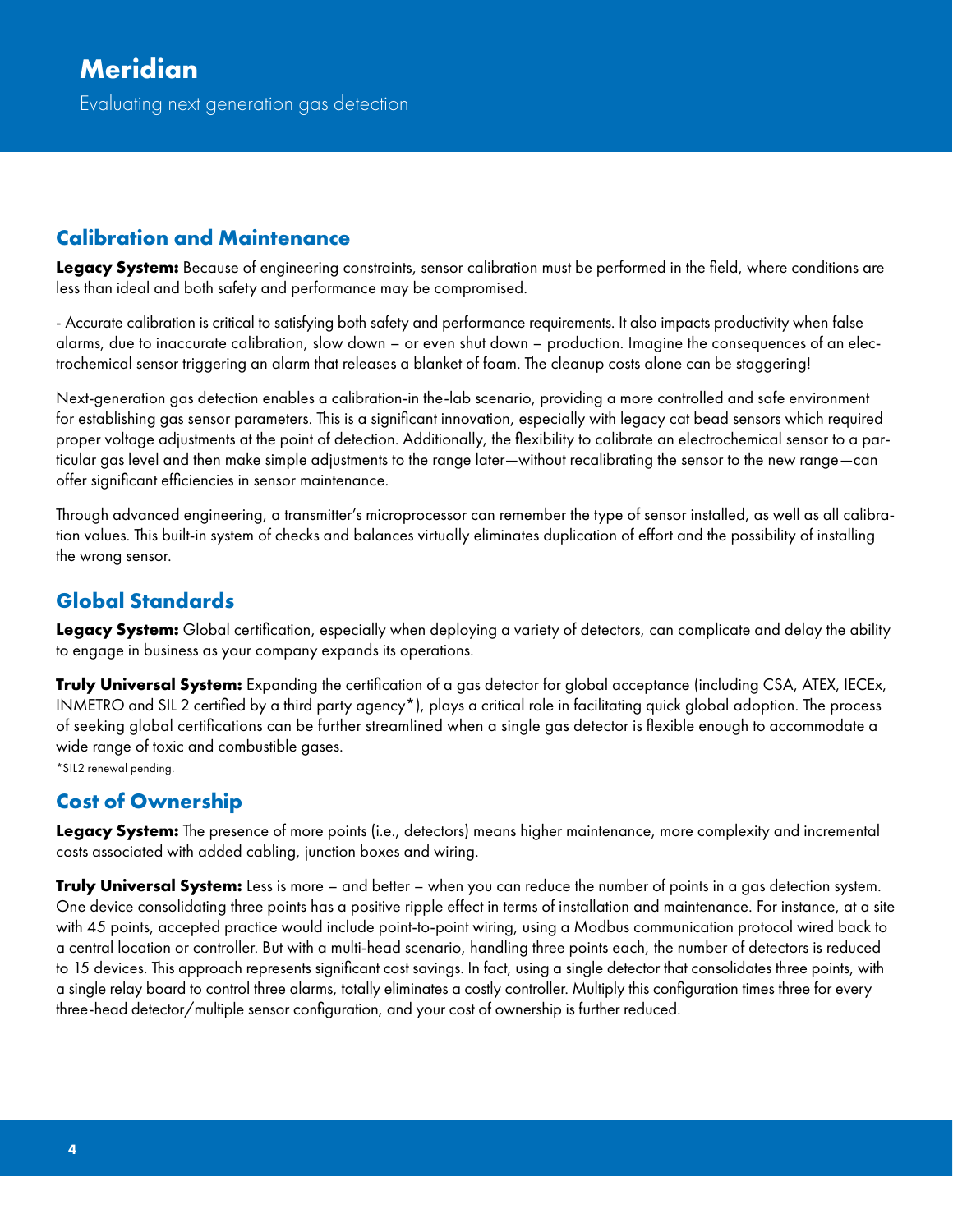## Calibration and Maintenance

**Legacy System:** Because of engineering constraints, sensor calibration must be performed in the field, where conditions are less than ideal and both safety and performance may be compromised.

- Accurate calibration is critical to satisfying both safety and performance requirements. It also impacts productivity when false alarms, due to inaccurate calibration, slow down – or even shut down – production. Imagine the consequences of an electrochemical sensor triggering an alarm that releases a blanket of foam. The cleanup costs alone can be staggering!

Next-generation gas detection enables a calibration-in the-lab scenario, providing a more controlled and safe environment for establishing gas sensor parameters. This is a significant innovation, especially with legacy cat bead sensors which required proper voltage adjustments at the point of detection. Additionally, the flexibility to calibrate an electrochemical sensor to a particular gas level and then make simple adjustments to the range later—without recalibrating the sensor to the new range—can offer significant efficiencies in sensor maintenance.

Through advanced engineering, a transmitter's microprocessor can remember the type of sensor installed, as well as all calibration values. This built-in system of checks and balances virtually eliminates duplication of effort and the possibility of installing the wrong sensor.

## Global Standards

**Legacy System:** Global certification, especially when deploying a variety of detectors, can complicate and delay the ability to engage in business as your company expands its operations.

**Truly Universal System:** Expanding the certification of a gas detector for global acceptance (including CSA, ATEX, IECEx, INMETRO and SIL 2 certified by a third party agency*), plays a critical role in facilitating quick global adoption. The process of seeking global certifications can be further streamlined when a single gas detector is flexible enough to accommodate a wide range of toxic and combustible gases.

*SIL2 renewal pending.

## Cost of Ownership

**Legacy System:** The presence of more points (i.e., detectors) means higher maintenance, more complexity and incremental costs associated with added cabling, junction boxes and wiring.

**Truly Universal System:** Less is more – and better – when you can reduce the number of points in a gas detection system. One device consolidating three points has a positive ripple effect in terms of installation and maintenance. For instance, at a site with 45 points, accepted practice would include point-to-point wiring, using a Modbus communication protocol wired back to a central location or controller. But with a multi-head scenario, handling three points each, the number of detectors is reduced to 15 devices. This approach represents significant cost savings. In fact, using a single detector that consolidates three points, with a single relay board to control three alarms, totally eliminates a costly controller. Multiply this configuration times three for every three-head detector/multiple sensor configuration, and your cost of ownership is further reduced.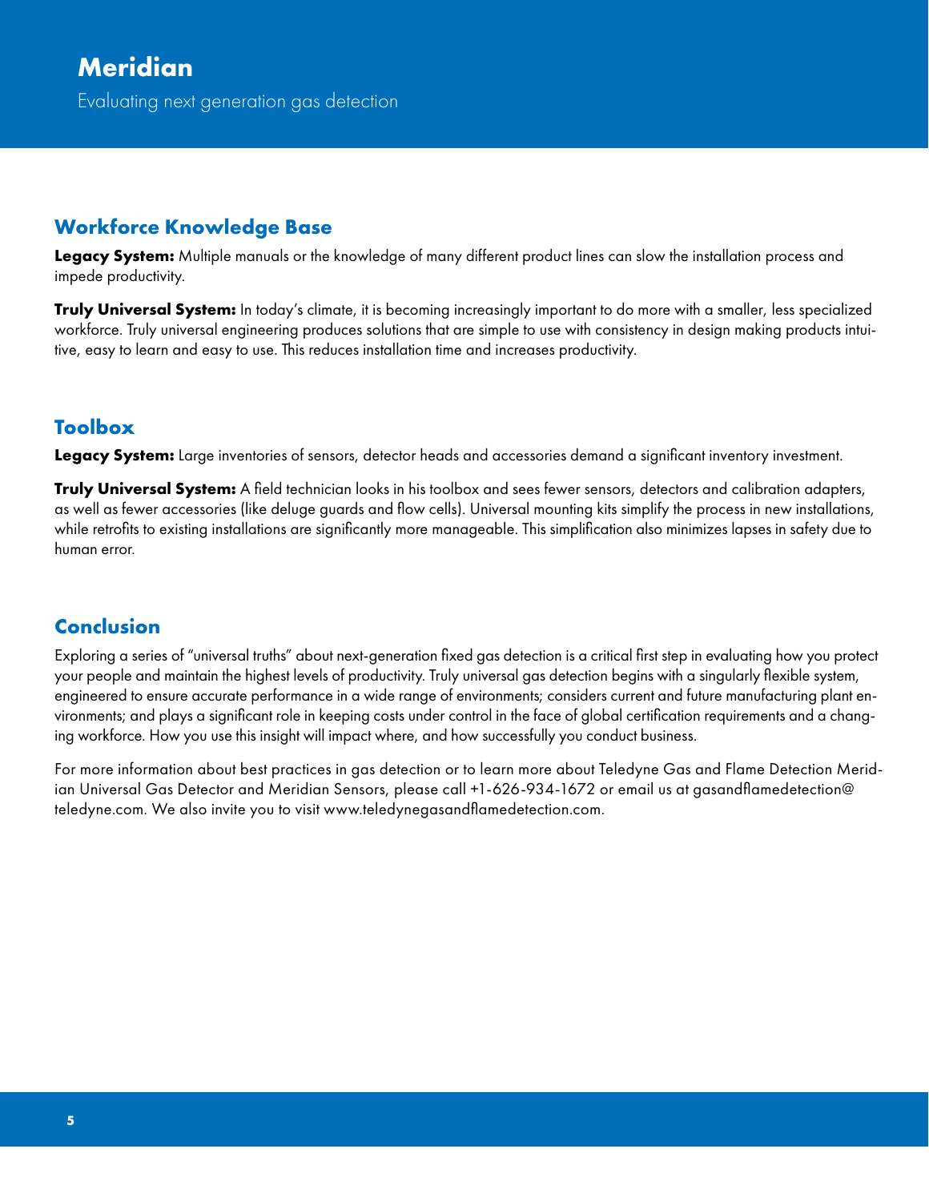## Workforce Knowledge Base

**Legacy System:** Multiple manuals or the knowledge of many different product lines can slow the installation process and impede productivity.

**Truly Universal System:** In today's climate, it is becoming increasingly important to do more with a smaller, less specialized workforce. Truly universal engineering produces solutions that are simple to use with consistency in design making products intuitive, easy to learn and easy to use. This reduces installation time and increases productivity.

## Toolbox

**Legacy System:** Large inventories of sensors, detector heads and accessories demand a significant inventory investment.

**Truly Universal System:** A field technician looks in his toolbox and sees fewer sensors, detectors and calibration adapters, as well as fewer accessories (like deluge guards and flow cells). Universal mounting kits simplify the process in new installations, while retrofits to existing installations are significantly more manageable. This simplification also minimizes lapses in safety due to human error.

## Conclusion

Exploring a series of "universal truths" about next-generation fixed gas detection is a critical first step in evaluating how you protect your people and maintain the highest levels of productivity. Truly universal gas detection begins with a singularly flexible system, engineered to ensure accurate performance in a wide range of environments; considers current and future manufacturing plant environments; and plays a significant role in keeping costs under control in the face of global certification requirements and a changing workforce. How you use this insight will impact where, and how successfully you conduct business.

For more information about best practices in gas detection or to learn more about Teledyne Gas and Flame Detection Meridian Universal Gas Detector and Meridian Sensors, please call +1-626-934-1672 or email us at gasandflamedetection@teledyne.com. We also invite you to visit www.teledynegasandflamedetection.com.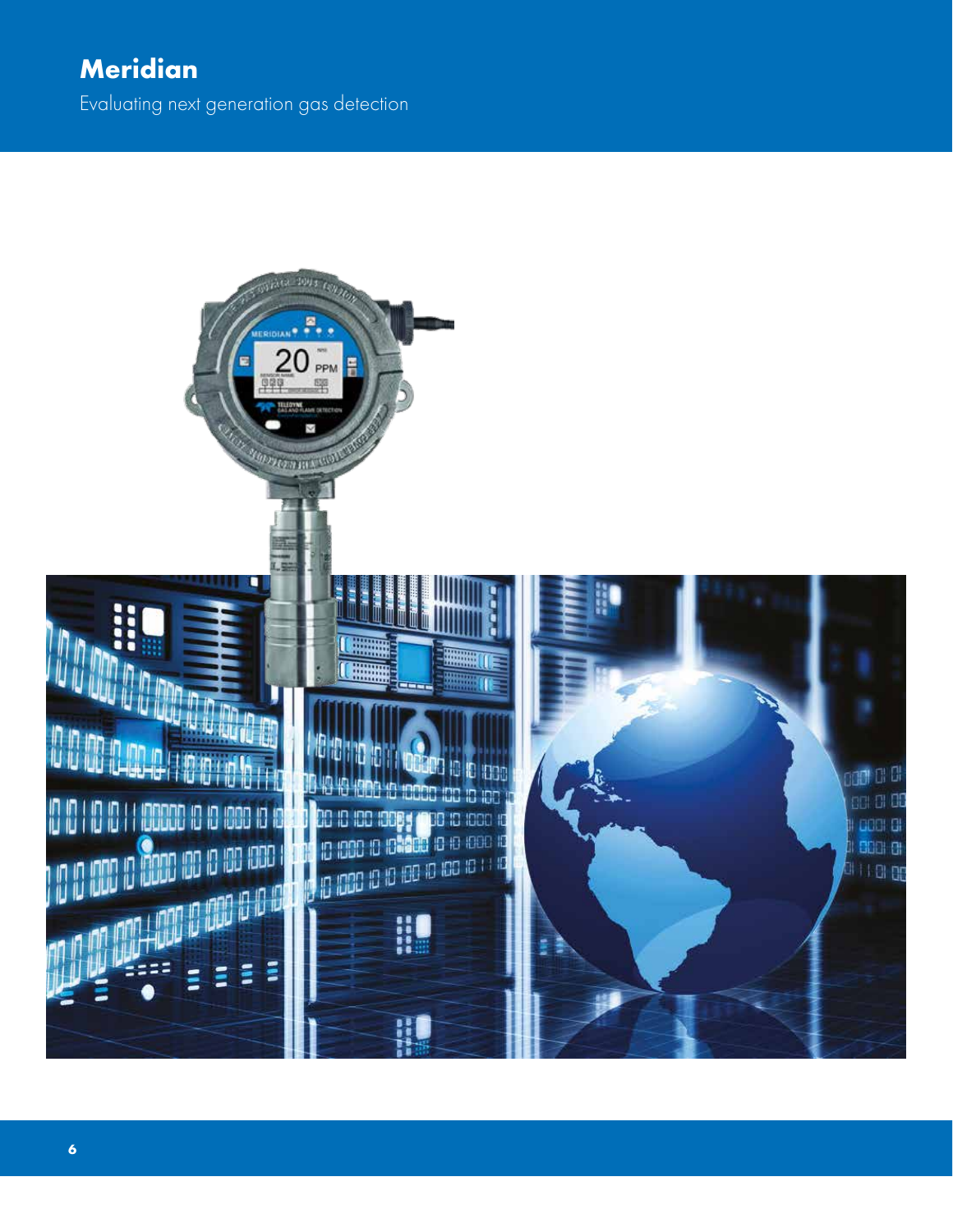# Meridian

Evaluating next generation gas detection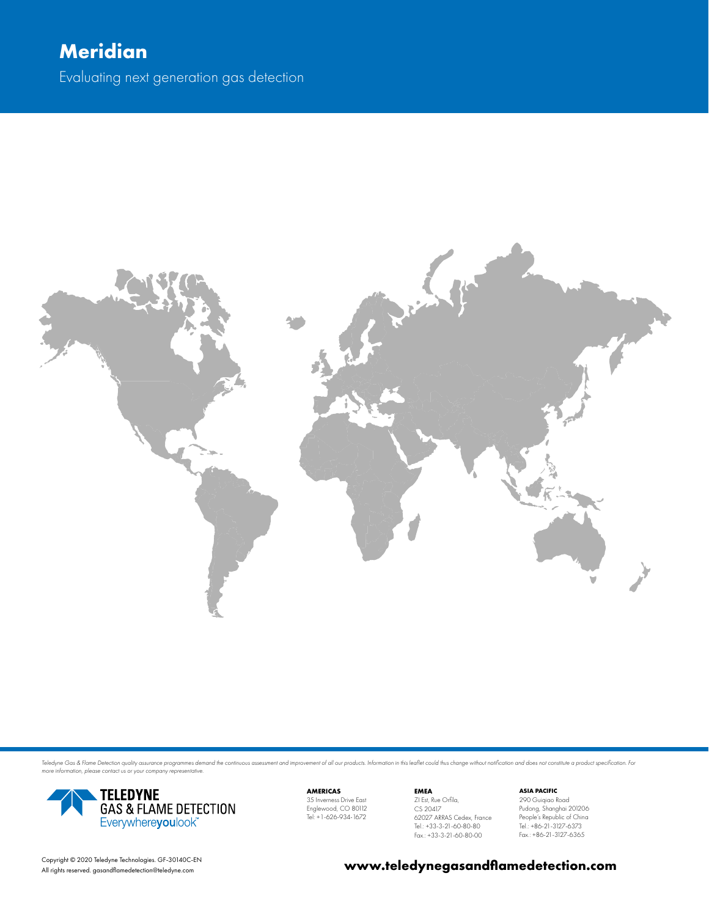# Meridian

Evaluating next generation gas detection

*Teledyne Gas & Flame Detection quality assurance programmes demand the continuous assessment and improvement of all our products. Information in this leaflet could thus change without notification and does not constitute a product specification. For more information, please contact us or your company representative.*

TELEDYNE
GAS & FLAME DETECTION
Everywhere**you**look™

**AMERICAS**
35 Inverness Drive East
Englewood, CO 80112
Tel: +1-626-934-1672

**EMEA**
ZI Est, Rue Orfila,
CS 20417
62027 ARRAS Cedex, France
Tel.: +33-3-21-60-80-80
Fax.: +33-3-21-60-80-00

**ASIA PACIFIC**
290 Guiqiao Road
Pudong, Shanghai 201206
People's Republic of China
Tel.: +86-21-3127-6373
Fax.: +86-21-3127-6365

Copyright © 2020 Teledyne Technologies. GF-30140C-EN
All rights reserved. gasandflamedetection@teledyne.com

**www.teledynegasandflamedetection.com**